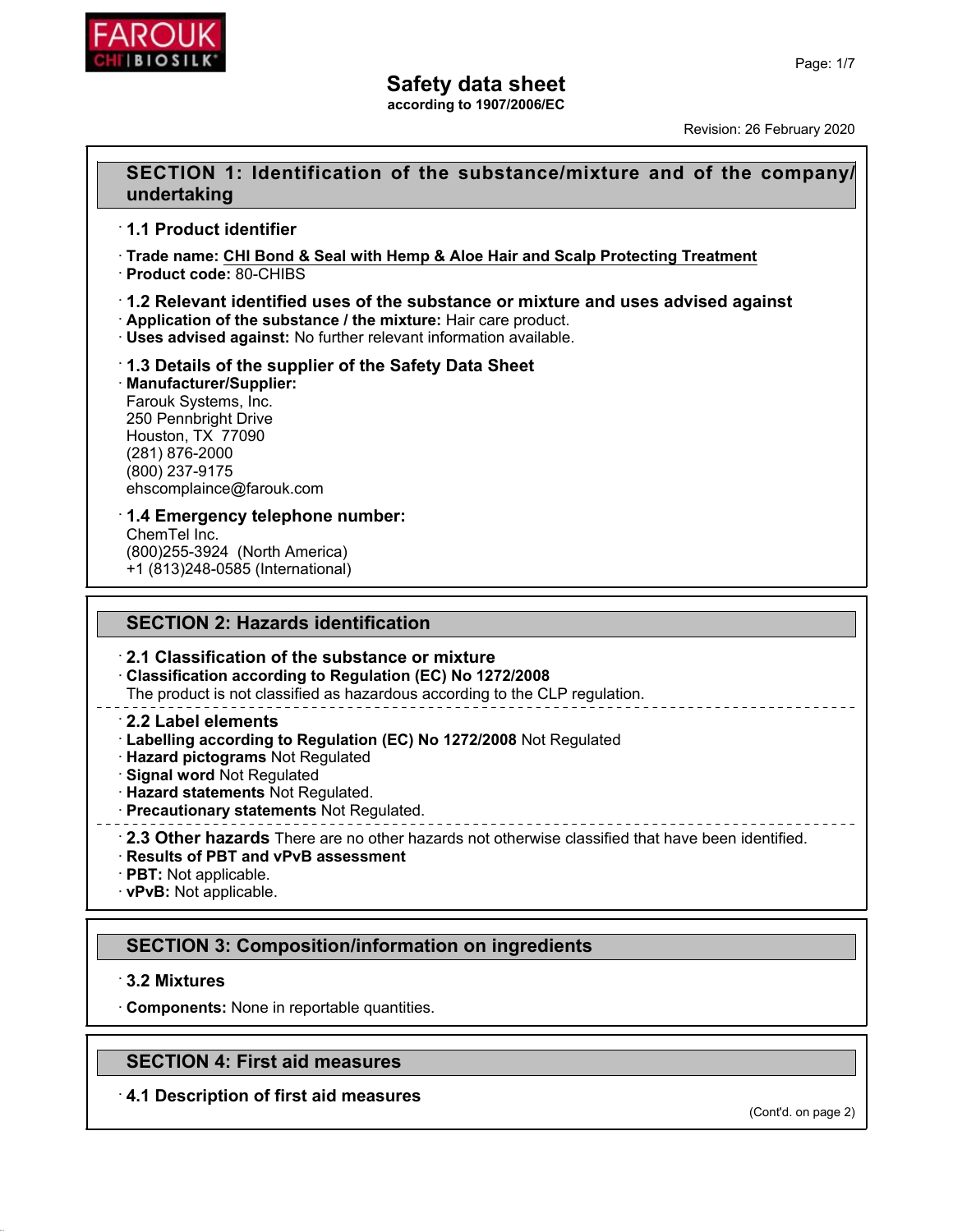# Safety data sheet

according to 1907/2006/EC

Revision: 26 February 2020

## SECTION 1: Identification of the substance/mixture and of the company/undertaking

### · 1.1 Product identifier

· **Trade name:** **CHI Bond & Seal with Hemp & Aloe Hair and Scalp Protecting Treatment**
· **Product code:** 80-CHIBS

### · 1.2 Relevant identified uses of the substance or mixture and uses advised against

· **Application of the substance / the mixture:** Hair care product.
· **Uses advised against:** No further relevant information available.

### · 1.3 Details of the supplier of the Safety Data Sheet

· **Manufacturer/Supplier:**
Farouk Systems, Inc.
250 Pennbright Drive
Houston, TX 77090
(281) 876-2000
(800) 237-9175
ehscomplaince@farouk.com

### · 1.4 Emergency telephone number:

ChemTel Inc.
(800)255-3924 (North America)
+1 (813)248-0585 (International)

## SECTION 2: Hazards identification

### · 2.1 Classification of the substance or mixture

· **Classification according to Regulation (EC) No 1272/2008**
The product is not classified as hazardous according to the CLP regulation.

### · 2.2 Label elements

· **Labelling according to Regulation (EC) No 1272/2008** Not Regulated
· **Hazard pictograms** Not Regulated
· **Signal word** Not Regulated
· **Hazard statements** Not Regulated.
· **Precautionary statements** Not Regulated.

### · 2.3 Other hazards

There are no other hazards not otherwise classified that have been identified.

· **Results of PBT and vPvB assessment**
· **PBT:** Not applicable.
· **vPvB:** Not applicable.

## SECTION 3: Composition/information on ingredients

### · 3.2 Mixtures

· **Components:** None in reportable quantities.

## SECTION 4: First aid measures

### · 4.1 Description of first aid measures

(Cont'd. on page 2)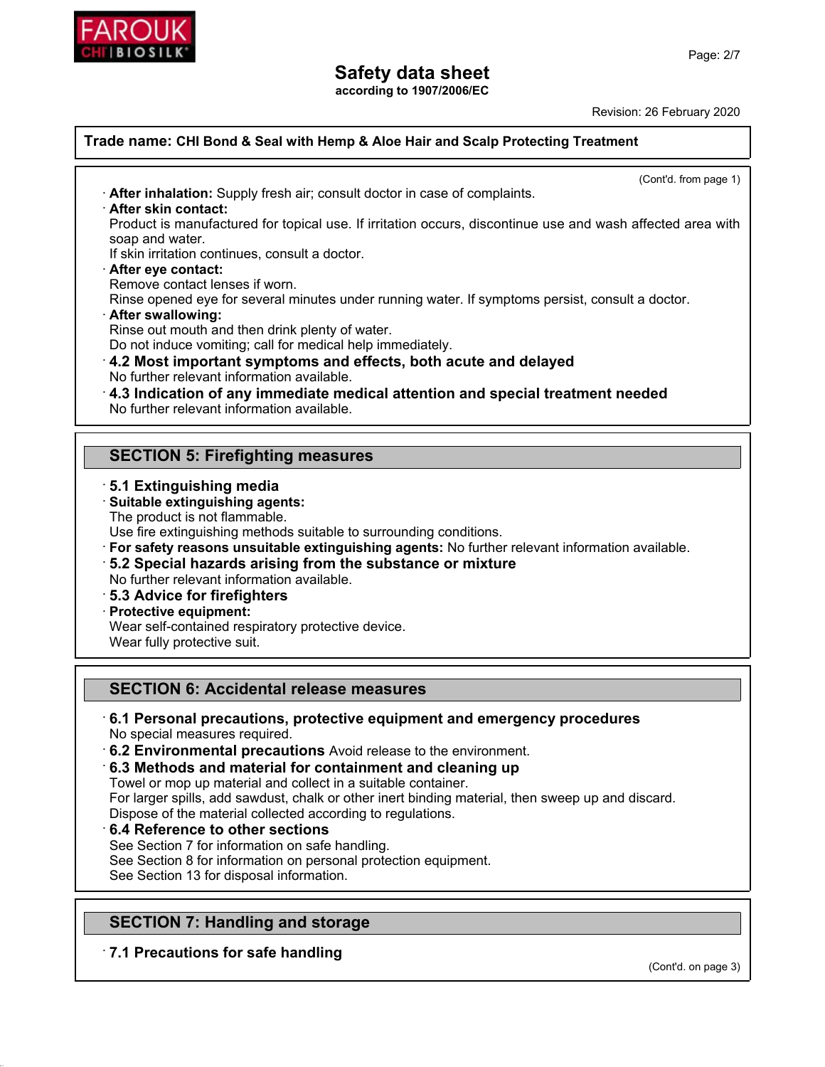**Trade name: CHI Bond & Seal with Hemp & Aloe Hair and Scalp Protecting Treatment**

(Cont'd. from page 1)

· **After inhalation:** Supply fresh air; consult doctor in case of complaints.

· **After skin contact:**
Product is manufactured for topical use. If irritation occurs, discontinue use and wash affected area with soap and water.
If skin irritation continues, consult a doctor.

· **After eye contact:**
Remove contact lenses if worn.
Rinse opened eye for several minutes under running water. If symptoms persist, consult a doctor.

· **After swallowing:**
Rinse out mouth and then drink plenty of water.
Do not induce vomiting; call for medical help immediately.

· **4.2 Most important symptoms and effects, both acute and delayed**
No further relevant information available.

· **4.3 Indication of any immediate medical attention and special treatment needed**
No further relevant information available.

## SECTION 5: Firefighting measures

· **5.1 Extinguishing media**

· **Suitable extinguishing agents:**
The product is not flammable.
Use fire extinguishing methods suitable to surrounding conditions.

· **For safety reasons unsuitable extinguishing agents:** No further relevant information available.

· **5.2 Special hazards arising from the substance or mixture**
No further relevant information available.

· **5.3 Advice for firefighters**

· **Protective equipment:**
Wear self-contained respiratory protective device.
Wear fully protective suit.

## SECTION 6: Accidental release measures

· **6.1 Personal precautions, protective equipment and emergency procedures**
No special measures required.

· **6.2 Environmental precautions** Avoid release to the environment.

· **6.3 Methods and material for containment and cleaning up**
Towel or mop up material and collect in a suitable container.
For larger spills, add sawdust, chalk or other inert binding material, then sweep up and discard.
Dispose of the material collected according to regulations.

· **6.4 Reference to other sections**
See Section 7 for information on safe handling.
See Section 8 for information on personal protection equipment.
See Section 13 for disposal information.

## SECTION 7: Handling and storage

· **7.1 Precautions for safe handling**

(Cont'd. on page 3)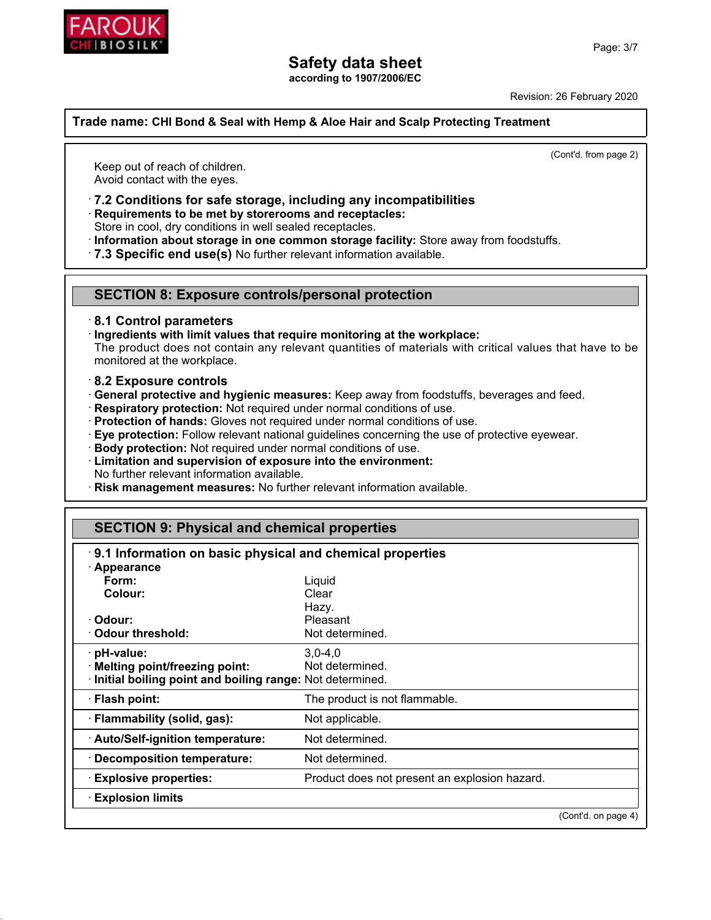Trade name: CHI Bond & Seal with Hemp & Aloe Hair and Scalp Protecting Treatment

(Cont'd. from page 2)

Keep out of reach of children.
Avoid contact with the eyes.

### · 7.2 Conditions for safe storage, including any incompatibilities

· **Requirements to be met by storerooms and receptacles:**
Store in cool, dry conditions in well sealed receptacles.
· **Information about storage in one common storage facility:** Store away from foodstuffs.
· **7.3 Specific end use(s)** No further relevant information available.

## SECTION 8: Exposure controls/personal protection

### · 8.1 Control parameters

· **Ingredients with limit values that require monitoring at the workplace:**
The product does not contain any relevant quantities of materials with critical values that have to be monitored at the workplace.

### · 8.2 Exposure controls

· **General protective and hygienic measures:** Keep away from foodstuffs, beverages and feed.
· **Respiratory protection:** Not required under normal conditions of use.
· **Protection of hands:** Gloves not required under normal conditions of use.
· **Eye protection:** Follow relevant national guidelines concerning the use of protective eyewear.
· **Body protection:** Not required under normal conditions of use.
· **Limitation and supervision of exposure into the environment:**
No further relevant information available.
· **Risk management measures:** No further relevant information available.

## SECTION 9: Physical and chemical properties

### · 9.1 Information on basic physical and chemical properties

| Property | Value |
|---|---|
| · **Appearance** | |
| **Form:** | Liquid |
| **Colour:** | Clear<br>Hazy. |
| · **Odour:** | Pleasant |
| · **Odour threshold:** | Not determined. |
| · **pH-value:** | 3,0-4,0 |
| · **Melting point/freezing point:** | Not determined. |
| · **Initial boiling point and boiling range:** | Not determined. |
| · **Flash point:** | The product is not flammable. |
| · **Flammability (solid, gas):** | Not applicable. |
| · **Auto/Self-ignition temperature:** | Not determined. |
| · **Decomposition temperature:** | Not determined. |
| · **Explosive properties:** | Product does not present an explosion hazard. |
| · **Explosion limits** | |

(Cont'd. on page 4)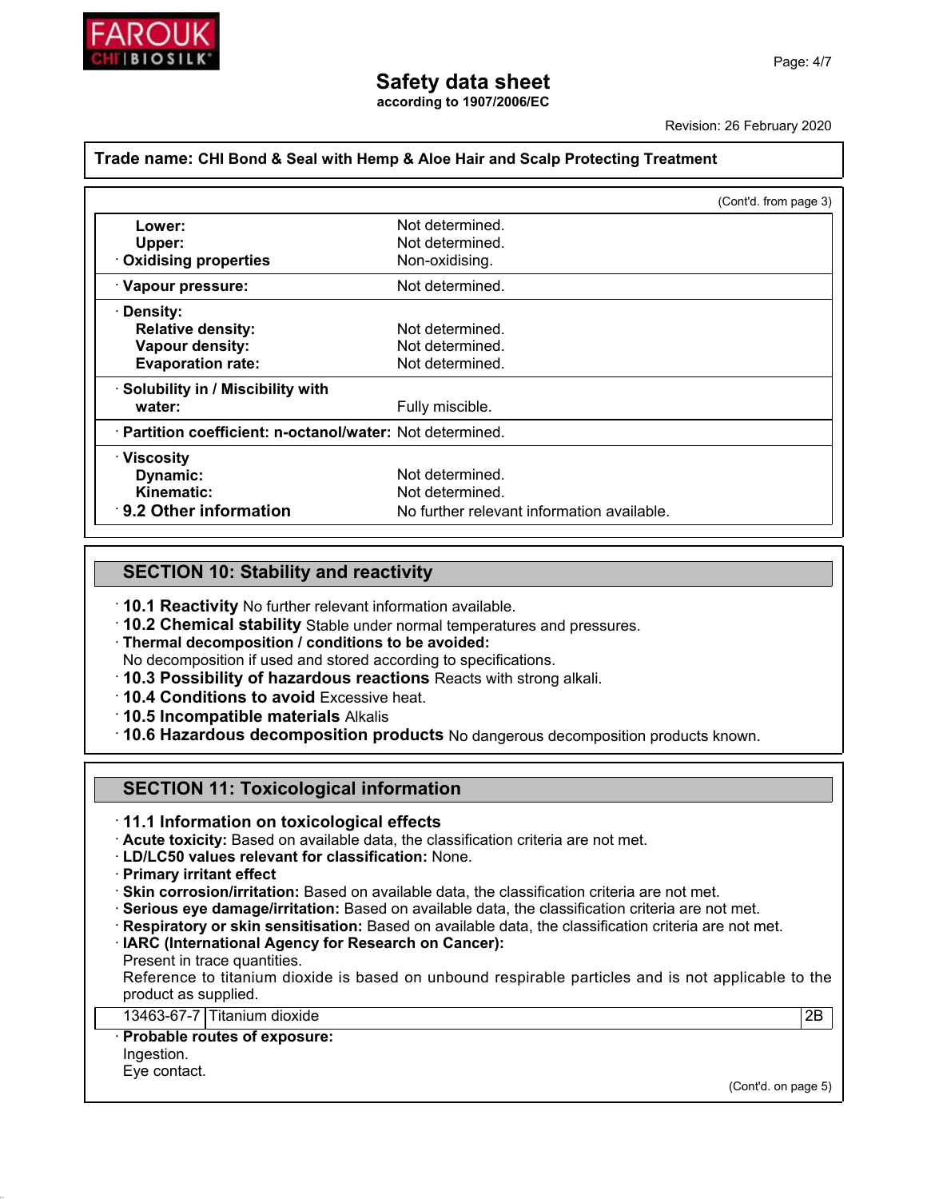**Safety data sheet**
**according to 1907/2006/EC**

Revision: 26 February 2020

**Trade name: CHI Bond & Seal with Hemp & Aloe Hair and Scalp Protecting Treatment**

(Cont'd. from page 3)

| | |
|---|---|
| **Lower:** | Not determined. |
| **Upper:** | Not determined. |
| · **Oxidising properties** | Non-oxidising. |
| · **Vapour pressure:** | Not determined. |
| · **Density:** | |
| **Relative density:** | Not determined. |
| **Vapour density:** | Not determined. |
| **Evaporation rate:** | Not determined. |
| · **Solubility in / Miscibility with water:** | Fully miscible. |
| · **Partition coefficient: n-octanol/water:** | Not determined. |
| · **Viscosity** | |
| **Dynamic:** | Not determined. |
| **Kinematic:** | Not determined. |
| · **9.2 Other information** | No further relevant information available. |

## SECTION 10: Stability and reactivity

· **10.1 Reactivity** No further relevant information available.
· **10.2 Chemical stability** Stable under normal temperatures and pressures.
· **Thermal decomposition / conditions to be avoided:**
No decomposition if used and stored according to specifications.
· **10.3 Possibility of hazardous reactions** Reacts with strong alkali.
· **10.4 Conditions to avoid** Excessive heat.
· **10.5 Incompatible materials** Alkalis
· **10.6 Hazardous decomposition products** No dangerous decomposition products known.

## SECTION 11: Toxicological information

· **11.1 Information on toxicological effects**
· **Acute toxicity:** Based on available data, the classification criteria are not met.
· **LD/LC50 values relevant for classification:** None.
· **Primary irritant effect**
· **Skin corrosion/irritation:** Based on available data, the classification criteria are not met.
· **Serious eye damage/irritation:** Based on available data, the classification criteria are not met.
· **Respiratory or skin sensitisation:** Based on available data, the classification criteria are not met.
· **IARC (International Agency for Research on Cancer):**
Present in trace quantities.
Reference to titanium dioxide is based on unbound respirable particles and is not applicable to the product as supplied.

| | | |
|---|---|---|
| 13463-67-7 | Titanium dioxide | 2B |

· **Probable routes of exposure:**
Ingestion.
Eye contact.

(Cont'd. on page 5)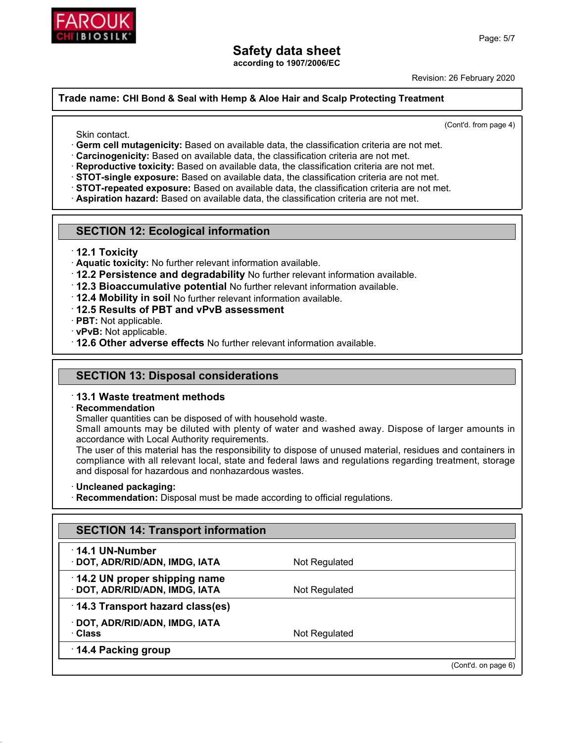**Trade name: CHI Bond & Seal with Hemp & Aloe Hair and Scalp Protecting Treatment**

(Cont'd. from page 4)

Skin contact.

- **Germ cell mutagenicity:** Based on available data, the classification criteria are not met.
- **Carcinogenicity:** Based on available data, the classification criteria are not met.
- **Reproductive toxicity:** Based on available data, the classification criteria are not met.
- **STOT-single exposure:** Based on available data, the classification criteria are not met.
- **STOT-repeated exposure:** Based on available data, the classification criteria are not met.
- **Aspiration hazard:** Based on available data, the classification criteria are not met.

## SECTION 12: Ecological information

- **12.1 Toxicity**
- **Aquatic toxicity:** No further relevant information available.
- **12.2 Persistence and degradability** No further relevant information available.
- **12.3 Bioaccumulative potential** No further relevant information available.
- **12.4 Mobility in soil** No further relevant information available.
- **12.5 Results of PBT and vPvB assessment**
- **PBT:** Not applicable.
- **vPvB:** Not applicable.
- **12.6 Other adverse effects** No further relevant information available.

## SECTION 13: Disposal considerations

- **13.1 Waste treatment methods**
- **Recommendation**

Smaller quantities can be disposed of with household waste.

Small amounts may be diluted with plenty of water and washed away. Dispose of larger amounts in accordance with Local Authority requirements.

The user of this material has the responsibility to dispose of unused material, residues and containers in compliance with all relevant local, state and federal laws and regulations regarding treatment, storage and disposal for hazardous and nonhazardous wastes.

- **Uncleaned packaging:**
- **Recommendation:** Disposal must be made according to official regulations.

## SECTION 14: Transport information

| | |
|---|---|
| **14.1 UN-Number** | |
| **DOT, ADR/RID/ADN, IMDG, IATA** | Not Regulated |
| **14.2 UN proper shipping name** | |
| **DOT, ADR/RID/ADN, IMDG, IATA** | Not Regulated |
| **14.3 Transport hazard class(es)** | |
| **DOT, ADR/RID/ADN, IMDG, IATA** | |
| **Class** | Not Regulated |
| **14.4 Packing group** | |

(Cont'd. on page 6)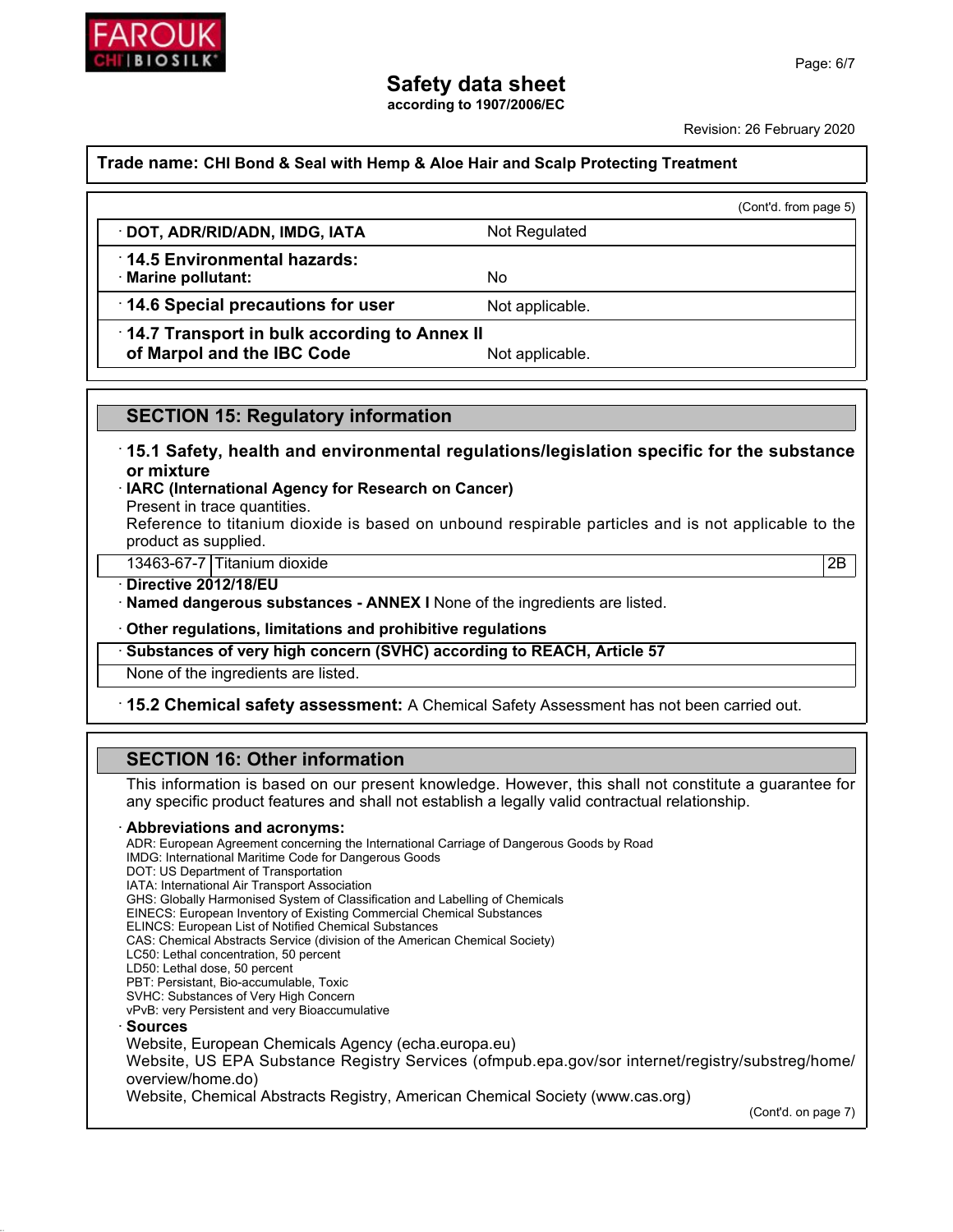**Trade name: CHI Bond & Seal with Hemp & Aloe Hair and Scalp Protecting Treatment**

(Cont'd. from page 5)

| | |
|---|---|
| · **DOT, ADR/RID/ADN, IMDG, IATA** | Not Regulated |
| · **14.5 Environmental hazards:** · **Marine pollutant:** | No |
| · **14.6 Special precautions for user** | Not applicable. |
| · **14.7 Transport in bulk according to Annex II of Marpol and the IBC Code** | Not applicable. |

## SECTION 15: Regulatory information

· **15.1 Safety, health and environmental regulations/legislation specific for the substance or mixture**

· **IARC (International Agency for Research on Cancer)**

Present in trace quantities.

Reference to titanium dioxide is based on unbound respirable particles and is not applicable to the product as supplied.

| | | |
|---|---|---|
| 13463-67-7 | Titanium dioxide | 2B |

· **Directive 2012/18/EU**

· **Named dangerous substances - ANNEX I** None of the ingredients are listed.

· **Other regulations, limitations and prohibitive regulations**

| · **Substances of very high concern (SVHC) according to REACH, Article 57** |
|---|
| None of the ingredients are listed. |

· **15.2 Chemical safety assessment:** A Chemical Safety Assessment has not been carried out.

## SECTION 16: Other information

This information is based on our present knowledge. However, this shall not constitute a guarantee for any specific product features and shall not establish a legally valid contractual relationship.

· **Abbreviations and acronyms:**

ADR: European Agreement concerning the International Carriage of Dangerous Goods by Road
IMDG: International Maritime Code for Dangerous Goods
DOT: US Department of Transportation
IATA: International Air Transport Association
GHS: Globally Harmonised System of Classification and Labelling of Chemicals
EINECS: European Inventory of Existing Commercial Chemical Substances
ELINCS: European List of Notified Chemical Substances
CAS: Chemical Abstracts Service (division of the American Chemical Society)
LC50: Lethal concentration, 50 percent
LD50: Lethal dose, 50 percent
PBT: Persistant, Bio-accumulable, Toxic
SVHC: Substances of Very High Concern
vPvB: very Persistent and very Bioaccumulative

· **Sources**

Website, European Chemicals Agency (echa.europa.eu)
Website, US EPA Substance Registry Services (ofmpub.epa.gov/sor internet/registry/substreg/home/overview/home.do)
Website, Chemical Abstracts Registry, American Chemical Society (www.cas.org)

(Cont'd. on page 7)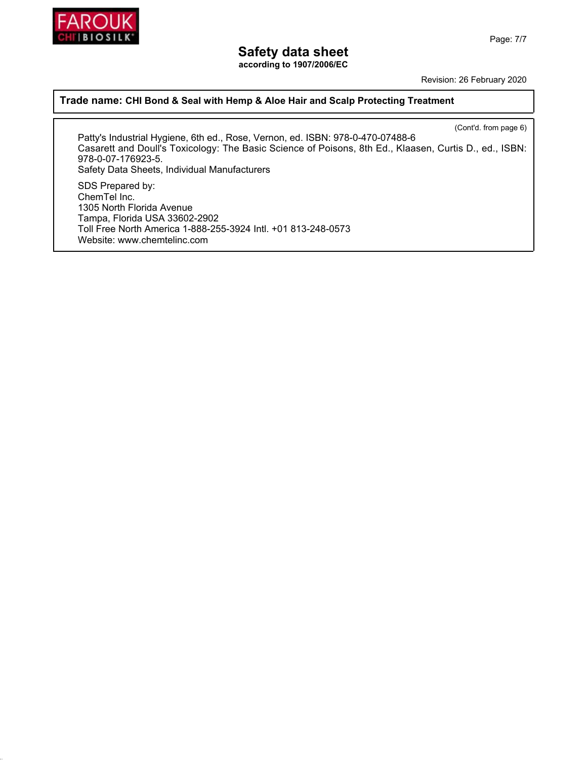**Trade name: CHI Bond & Seal with Hemp & Aloe Hair and Scalp Protecting Treatment**

(Cont'd. from page 6)

Patty's Industrial Hygiene, 6th ed., Rose, Vernon, ed. ISBN: 978-0-470-07488-6
Casarett and Doull's Toxicology: The Basic Science of Poisons, 8th Ed., Klaasen, Curtis D., ed., ISBN: 978-0-07-176923-5.
Safety Data Sheets, Individual Manufacturers

SDS Prepared by:
ChemTel Inc.
1305 North Florida Avenue
Tampa, Florida USA 33602-2902
Toll Free North America 1-888-255-3924 Intl. +01 813-248-0573
Website: www.chemtelinc.com